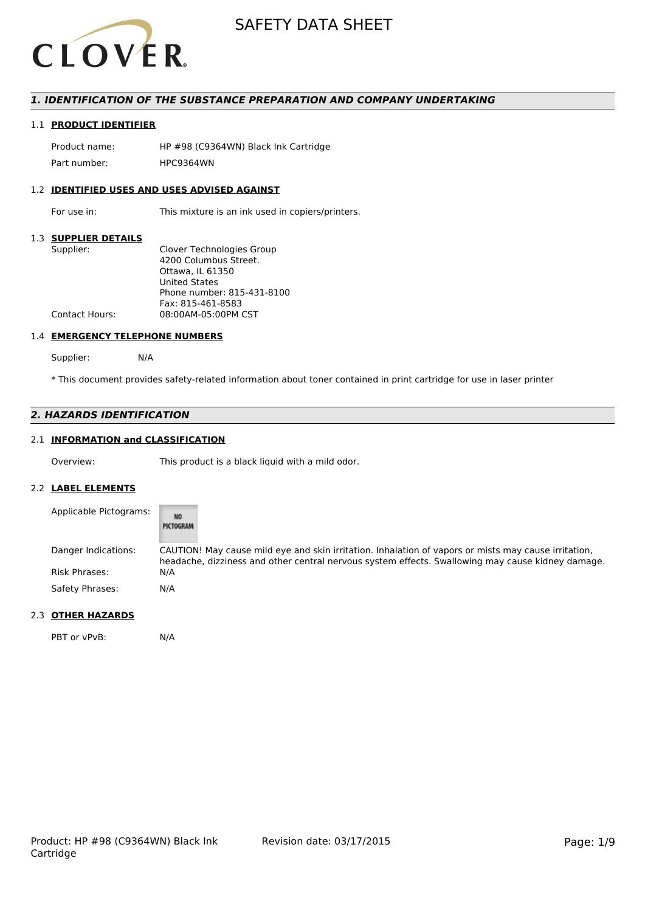# SAFETY DATA SHEET

## *1. IDENTIFICATION OF THE SUBSTANCE PREPARATION AND COMPANY UNDERTAKING*

### 1.1 PRODUCT IDENTIFIER

| | |
|---|---|
| Product name: | HP #98 (C9364WN) Black Ink Cartridge |
| Part number: | HPC9364WN |

### 1.2 IDENTIFIED USES AND USES ADVISED AGAINST

| | |
|---|---|
| For use in: | This mixture is an ink used in copiers/printers. |

### 1.3 SUPPLIER DETAILS

| | |
|---|---|
| Supplier: | Clover Technologies Group<br>4200 Columbus Street.<br>Ottawa, IL 61350<br>United States<br>Phone number: 815-431-8100<br>Fax: 815-461-8583 |
| Contact Hours: | 08:00AM-05:00PM CST |

### 1.4 EMERGENCY TELEPHONE NUMBERS

Supplier: N/A

* This document provides safety-related information about toner contained in print cartridge for use in laser printer

## *2. HAZARDS IDENTIFICATION*

### 2.1 INFORMATION and CLASSIFICATION

| | |
|---|---|
| Overview: | This product is a black liquid with a mild odor. |

### 2.2 LABEL ELEMENTS

| | |
|---|---|
| Applicable Pictograms: | NO PICTOGRAM |
| Danger Indications: | CAUTION! May cause mild eye and skin irritation. Inhalation of vapors or mists may cause irritation, headache, dizziness and other central nervous system effects. Swallowing may cause kidney damage. |
| Risk Phrases: | N/A |
| Safety Phrases: | N/A |

### 2.3 OTHER HAZARDS

| | |
|---|---|
| PBT or vPvB: | N/A |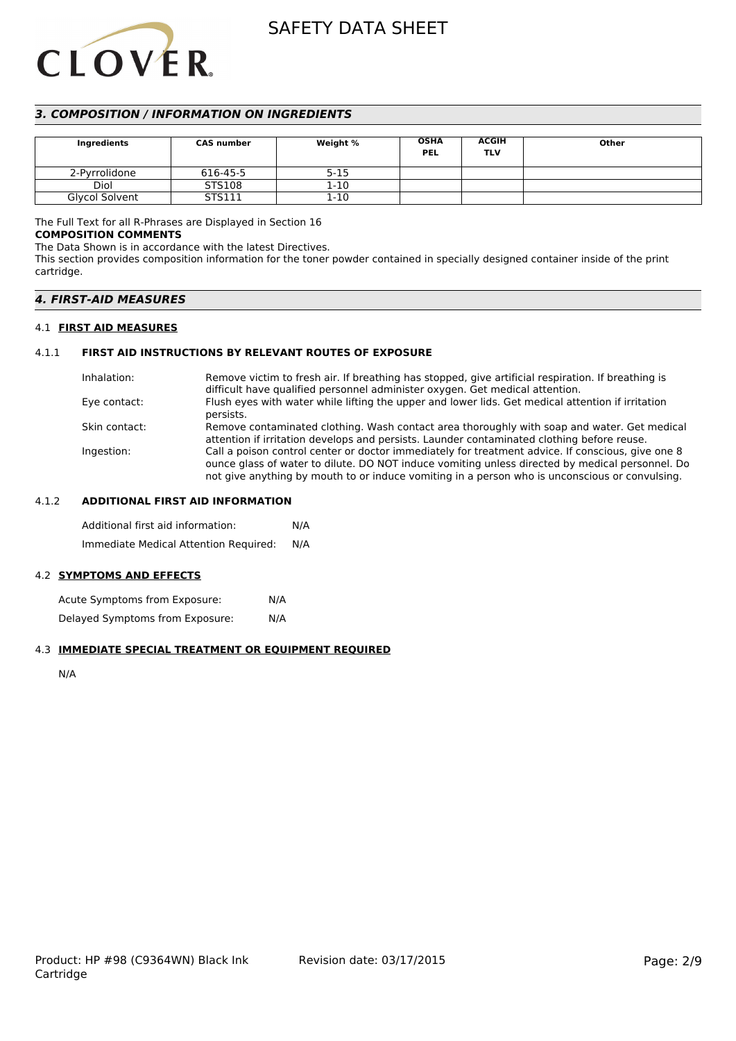## 3. COMPOSITION / INFORMATION ON INGREDIENTS

| Ingredients | CAS number | Weight % | OSHA PEL | ACGIH TLV | Other |
|---|---|---|---|---|---|
| 2-Pyrrolidone | 616-45-5 | 5-15 | | | |
| Diol | STS108 | 1-10 | | | |
| Glycol Solvent | STS111 | 1-10 | | | |

The Full Text for all R-Phrases are Displayed in Section 16

**COMPOSITION COMMENTS**

The Data Shown is in accordance with the latest Directives.

This section provides composition information for the toner powder contained in specially designed container inside of the print cartridge.

## 4. FIRST-AID MEASURES

### 4.1 FIRST AID MEASURES

#### 4.1.1 FIRST AID INSTRUCTIONS BY RELEVANT ROUTES OF EXPOSURE

Inhalation: Remove victim to fresh air. If breathing has stopped, give artificial respiration. If breathing is difficult have qualified personnel administer oxygen. Get medical attention.

Eye contact: Flush eyes with water while lifting the upper and lower lids. Get medical attention if irritation persists.

Skin contact: Remove contaminated clothing. Wash contact area thoroughly with soap and water. Get medical attention if irritation develops and persists. Launder contaminated clothing before reuse.

Ingestion: Call a poison control center or doctor immediately for treatment advice. If conscious, give one 8 ounce glass of water to dilute. DO NOT induce vomiting unless directed by medical personnel. Do not give anything by mouth to or induce vomiting in a person who is unconscious or convulsing.

#### 4.1.2 ADDITIONAL FIRST AID INFORMATION

Additional first aid information: N/A

Immediate Medical Attention Required: N/A

### 4.2 SYMPTOMS AND EFFECTS

Acute Symptoms from Exposure: N/A

Delayed Symptoms from Exposure: N/A

### 4.3 IMMEDIATE SPECIAL TREATMENT OR EQUIPMENT REQUIRED

N/A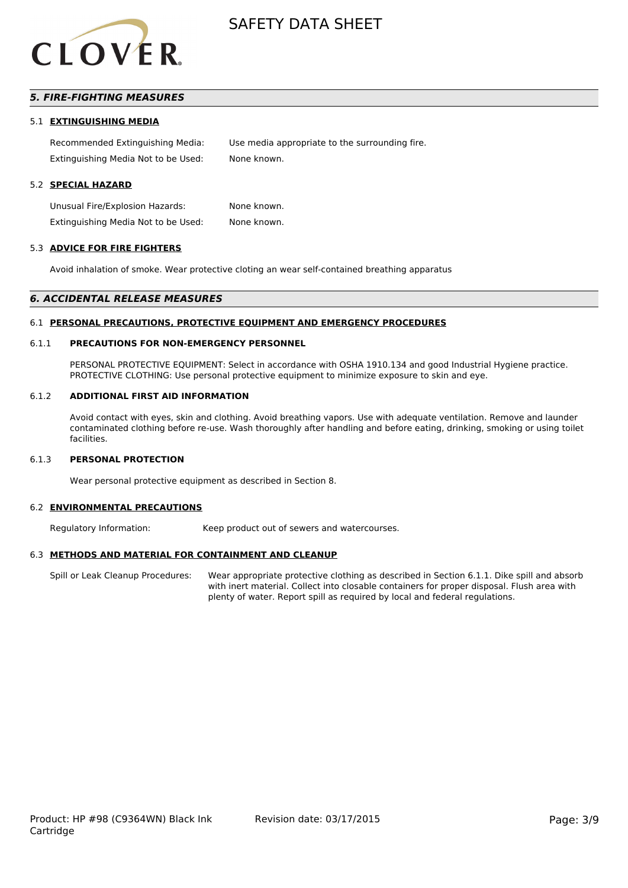## *5. FIRE-FIGHTING MEASURES*

### 5.1 EXTINGUISHING MEDIA

| | |
|---|---|
| Recommended Extinguishing Media: | Use media appropriate to the surrounding fire. |
| Extinguishing Media Not to be Used: | None known. |

### 5.2 SPECIAL HAZARD

| | |
|---|---|
| Unusual Fire/Explosion Hazards: | None known. |
| Extinguishing Media Not to be Used: | None known. |

### 5.3 ADVICE FOR FIRE FIGHTERS

Avoid inhalation of smoke. Wear protective cloting an wear self-contained breathing apparatus

## *6. ACCIDENTAL RELEASE MEASURES*

### 6.1 PERSONAL PRECAUTIONS, PROTECTIVE EQUIPMENT AND EMERGENCY PROCEDURES

#### 6.1.1 PRECAUTIONS FOR NON-EMERGENCY PERSONNEL

PERSONAL PROTECTIVE EQUIPMENT: Select in accordance with OSHA 1910.134 and good Industrial Hygiene practice.
PROTECTIVE CLOTHING: Use personal protective equipment to minimize exposure to skin and eye.

#### 6.1.2 ADDITIONAL FIRST AID INFORMATION

Avoid contact with eyes, skin and clothing. Avoid breathing vapors. Use with adequate ventilation. Remove and launder contaminated clothing before re-use. Wash thoroughly after handling and before eating, drinking, smoking or using toilet facilities.

#### 6.1.3 PERSONAL PROTECTION

Wear personal protective equipment as described in Section 8.

### 6.2 ENVIRONMENTAL PRECAUTIONS

| | |
|---|---|
| Regulatory Information: | Keep product out of sewers and watercourses. |

### 6.3 METHODS AND MATERIAL FOR CONTAINMENT AND CLEANUP

| | |
|---|---|
| Spill or Leak Cleanup Procedures: | Wear appropriate protective clothing as described in Section 6.1.1. Dike spill and absorb with inert material. Collect into closable containers for proper disposal. Flush area with plenty of water. Report spill as required by local and federal regulations. |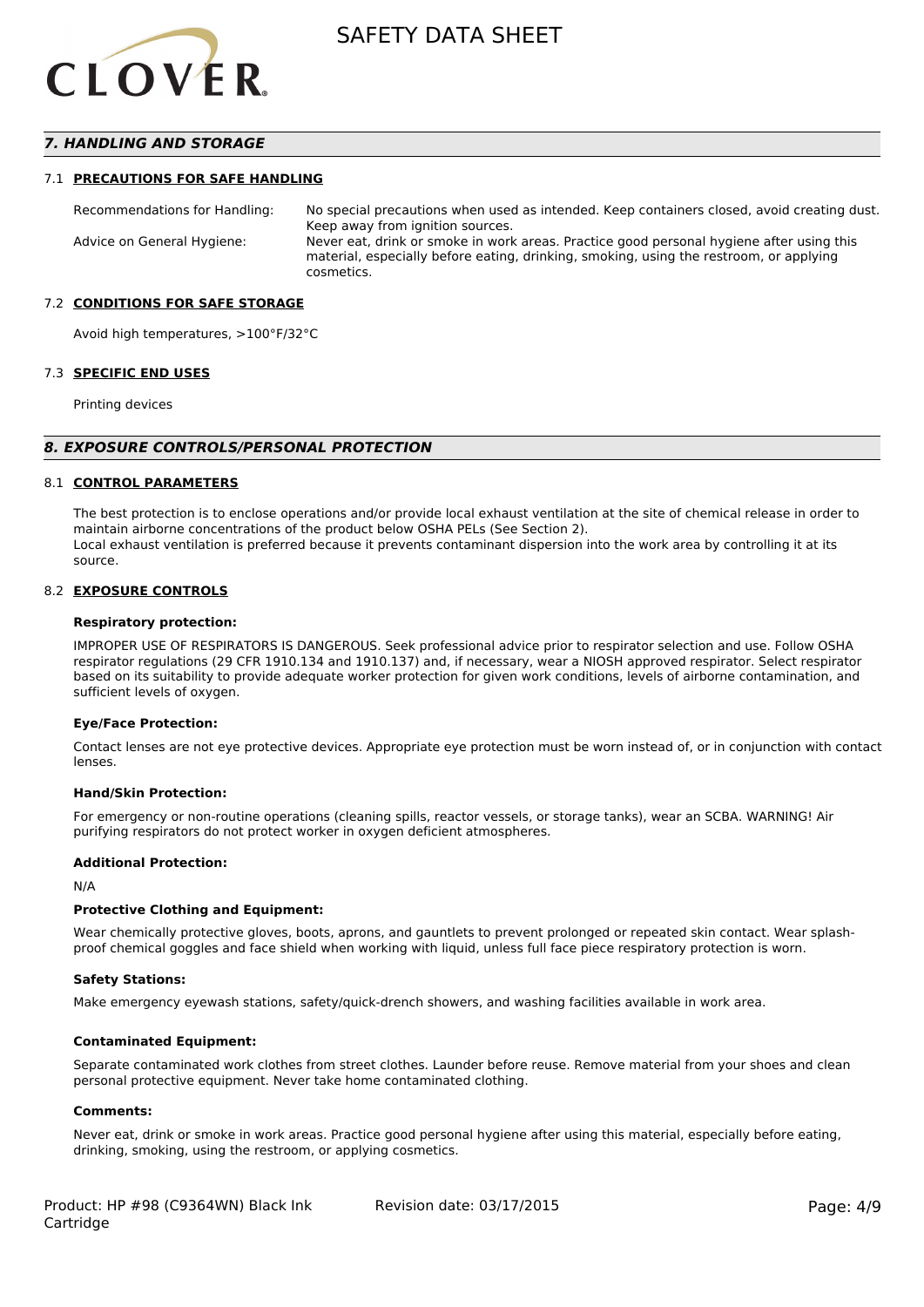## 7. HANDLING AND STORAGE

### 7.1 PRECAUTIONS FOR SAFE HANDLING

| | |
|---|---|
| Recommendations for Handling: | No special precautions when used as intended. Keep containers closed, avoid creating dust. Keep away from ignition sources. |
| Advice on General Hygiene: | Never eat, drink or smoke in work areas. Practice good personal hygiene after using this material, especially before eating, drinking, smoking, using the restroom, or applying cosmetics. |

### 7.2 CONDITIONS FOR SAFE STORAGE

Avoid high temperatures, >100°F/32°C

### 7.3 SPECIFIC END USES

Printing devices

## 8. EXPOSURE CONTROLS/PERSONAL PROTECTION

### 8.1 CONTROL PARAMETERS

The best protection is to enclose operations and/or provide local exhaust ventilation at the site of chemical release in order to maintain airborne concentrations of the product below OSHA PELs (See Section 2).
Local exhaust ventilation is preferred because it prevents contaminant dispersion into the work area by controlling it at its source.

### 8.2 EXPOSURE CONTROLS

**Respiratory protection:**

IMPROPER USE OF RESPIRATORS IS DANGEROUS. Seek professional advice prior to respirator selection and use. Follow OSHA respirator regulations (29 CFR 1910.134 and 1910.137) and, if necessary, wear a NIOSH approved respirator. Select respirator based on its suitability to provide adequate worker protection for given work conditions, levels of airborne contamination, and sufficient levels of oxygen.

**Eye/Face Protection:**

Contact lenses are not eye protective devices. Appropriate eye protection must be worn instead of, or in conjunction with contact lenses.

**Hand/Skin Protection:**

For emergency or non-routine operations (cleaning spills, reactor vessels, or storage tanks), wear an SCBA. WARNING! Air purifying respirators do not protect worker in oxygen deficient atmospheres.

**Additional Protection:**

N/A

**Protective Clothing and Equipment:**

Wear chemically protective gloves, boots, aprons, and gauntlets to prevent prolonged or repeated skin contact. Wear splash-proof chemical goggles and face shield when working with liquid, unless full face piece respiratory protection is worn.

**Safety Stations:**

Make emergency eyewash stations, safety/quick-drench showers, and washing facilities available in work area.

**Contaminated Equipment:**

Separate contaminated work clothes from street clothes. Launder before reuse. Remove material from your shoes and clean personal protective equipment. Never take home contaminated clothing.

**Comments:**

Never eat, drink or smoke in work areas. Practice good personal hygiene after using this material, especially before eating, drinking, smoking, using the restroom, or applying cosmetics.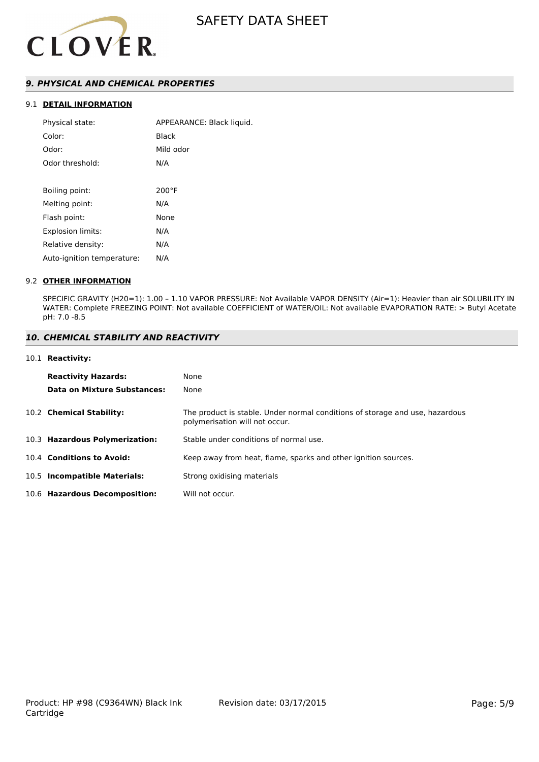## *9. PHYSICAL AND CHEMICAL PROPERTIES*

### 9.1 DETAIL INFORMATION

| | |
|---|---|
| Physical state: | APPEARANCE: Black liquid. |
| Color: | Black |
| Odor: | Mild odor |
| Odor threshold: | N/A |
| | |
| Boiling point: | 200°F |
| Melting point: | N/A |
| Flash point: | None |
| Explosion limits: | N/A |
| Relative density: | N/A |
| Auto-ignition temperature: | N/A |

### 9.2 OTHER INFORMATION

SPECIFIC GRAVITY (H20=1): 1.00 – 1.10 VAPOR PRESSURE: Not Available VAPOR DENSITY (Air=1): Heavier than air SOLUBILITY IN WATER: Complete FREEZING POINT: Not available COEFFICIENT of WATER/OIL: Not available EVAPORATION RATE: > Butyl Acetate pH: 7.0 -8.5

## *10. CHEMICAL STABILITY AND REACTIVITY*

### 10.1 Reactivity:

| | |
|---|---|
| **Reactivity Hazards:** | None |
| **Data on Mixture Substances:** | None |

| | |
|---|---|
| 10.2 **Chemical Stability:** | The product is stable. Under normal conditions of storage and use, hazardous polymerisation will not occur. |
| 10.3 **Hazardous Polymerization:** | Stable under conditions of normal use. |
| 10.4 **Conditions to Avoid:** | Keep away from heat, flame, sparks and other ignition sources. |
| 10.5 **Incompatible Materials:** | Strong oxidising materials |
| 10.6 **Hazardous Decomposition:** | Will not occur. |

Product: HP #98 (C9364WN) Black Ink Cartridge

Revision date: 03/17/2015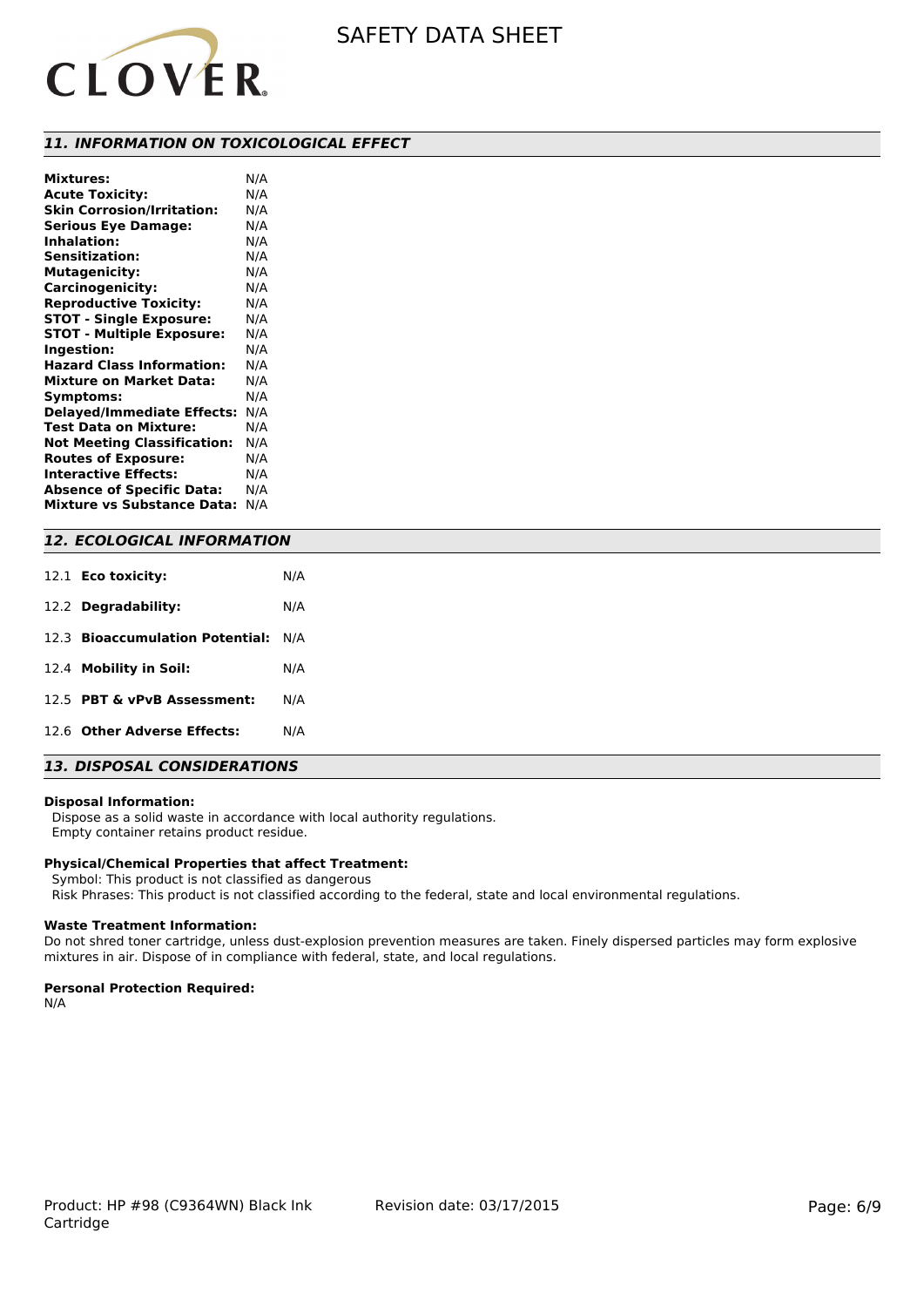## 11. INFORMATION ON TOXICOLOGICAL EFFECT

| | |
|---|---|
| **Mixtures:** | N/A |
| **Acute Toxicity:** | N/A |
| **Skin Corrosion/Irritation:** | N/A |
| **Serious Eye Damage:** | N/A |
| **Inhalation:** | N/A |
| **Sensitization:** | N/A |
| **Mutagenicity:** | N/A |
| **Carcinogenicity:** | N/A |
| **Reproductive Toxicity:** | N/A |
| **STOT - Single Exposure:** | N/A |
| **STOT - Multiple Exposure:** | N/A |
| **Ingestion:** | N/A |
| **Hazard Class Information:** | N/A |
| **Mixture on Market Data:** | N/A |
| **Symptoms:** | N/A |
| **Delayed/Immediate Effects:** | N/A |
| **Test Data on Mixture:** | N/A |
| **Not Meeting Classification:** | N/A |
| **Routes of Exposure:** | N/A |
| **Interactive Effects:** | N/A |
| **Absence of Specific Data:** | N/A |
| **Mixture vs Substance Data:** | N/A |

## 12. ECOLOGICAL INFORMATION

| | | |
|---|---|---|
| 12.1 | **Eco toxicity:** | N/A |
| 12.2 | **Degradability:** | N/A |
| 12.3 | **Bioaccumulation Potential:** | N/A |
| 12.4 | **Mobility in Soil:** | N/A |
| 12.5 | **PBT & vPvB Assessment:** | N/A |
| 12.6 | **Other Adverse Effects:** | N/A |

## 13. DISPOSAL CONSIDERATIONS

**Disposal Information:**

Dispose as a solid waste in accordance with local authority regulations.
Empty container retains product residue.

**Physical/Chemical Properties that affect Treatment:**

Symbol: This product is not classified as dangerous
Risk Phrases: This product is not classified according to the federal, state and local environmental regulations.

**Waste Treatment Information:**

Do not shred toner cartridge, unless dust-explosion prevention measures are taken. Finely dispersed particles may form explosive mixtures in air. Dispose of in compliance with federal, state, and local regulations.

**Personal Protection Required:**

N/A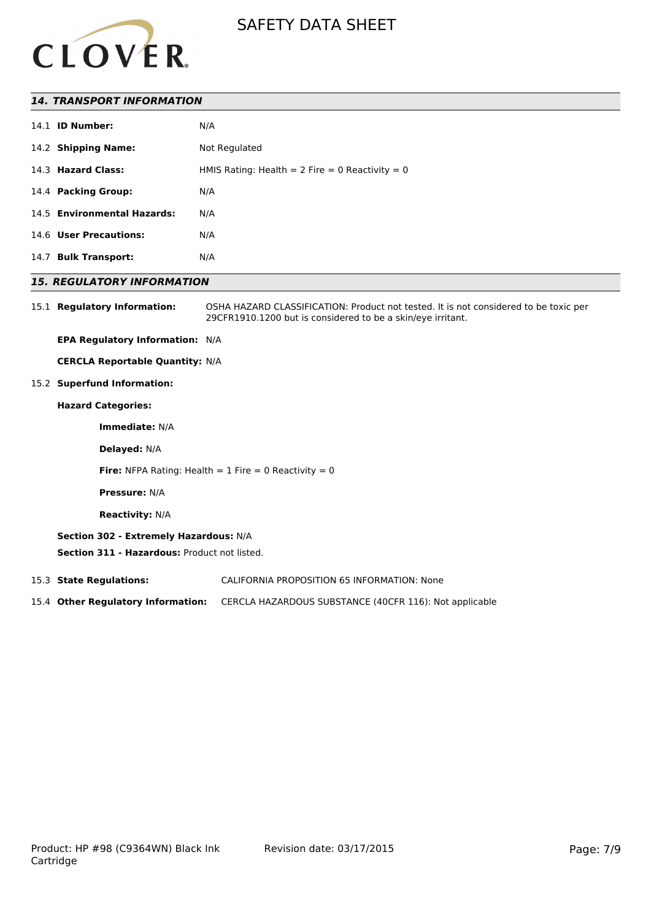## *14. TRANSPORT INFORMATION*

14.1 **ID Number:** N/A

14.2 **Shipping Name:** Not Regulated

14.3 **Hazard Class:** HMIS Rating: Health = 2 Fire = 0 Reactivity = 0

14.4 **Packing Group:** N/A

14.5 **Environmental Hazards:** N/A

14.6 **User Precautions:** N/A

14.7 **Bulk Transport:** N/A

## *15. REGULATORY INFORMATION*

15.1 **Regulatory Information:** OSHA HAZARD CLASSIFICATION: Product not tested. It is not considered to be toxic per 29CFR1910.1200 but is considered to be a skin/eye irritant.

**EPA Regulatory Information:** N/A

**CERCLA Reportable Quantity:** N/A

15.2 **Superfund Information:**

**Hazard Categories:**

**Immediate:** N/A

**Delayed:** N/A

**Fire:** NFPA Rating: Health = 1 Fire = 0 Reactivity = 0

**Pressure:** N/A

**Reactivity:** N/A

**Section 302 - Extremely Hazardous:** N/A

**Section 311 - Hazardous:** Product not listed.

15.3 **State Regulations:** CALIFORNIA PROPOSITION 65 INFORMATION: None

15.4 **Other Regulatory Information:** CERCLA HAZARDOUS SUBSTANCE (40CFR 116): Not applicable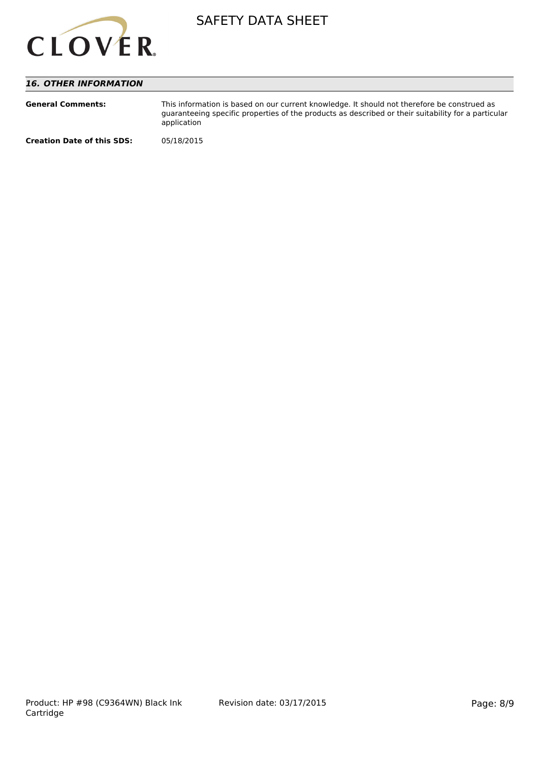## 16. OTHER INFORMATION

**General Comments:** This information is based on our current knowledge. It should not therefore be construed as guaranteeing specific properties of the products as described or their suitability for a particular application

**Creation Date of this SDS:** 05/18/2015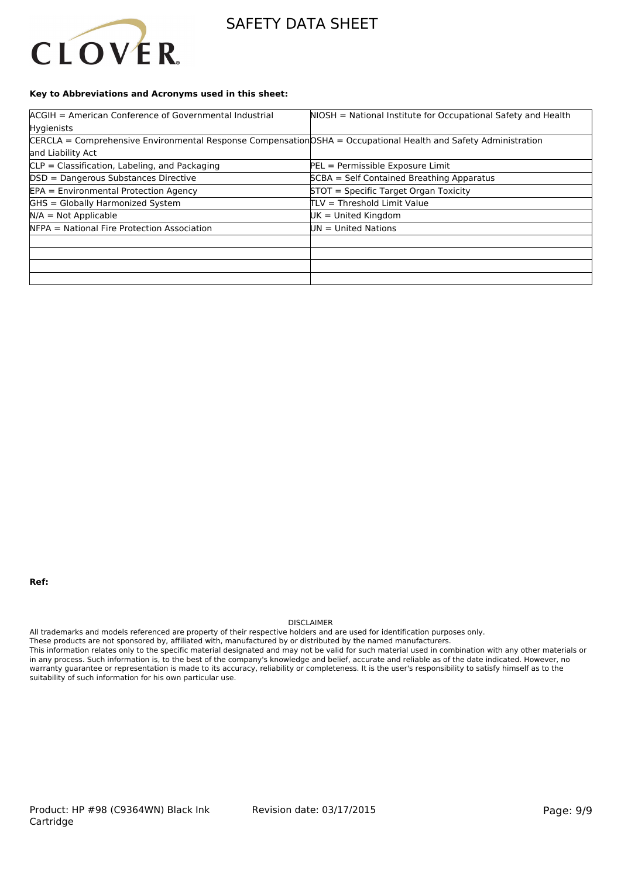**Key to Abbreviations and Acronyms used in this sheet:**

| | |
|---|---|
| ACGIH = American Conference of Governmental Industrial Hygienists | NIOSH = National Institute for Occupational Safety and Health |
| CERCLA = Comprehensive Environmental Response Compensation and Liability Act | OSHA = Occupational Health and Safety Administration |
| CLP = Classification, Labeling, and Packaging | PEL = Permissible Exposure Limit |
| DSD = Dangerous Substances Directive | SCBA = Self Contained Breathing Apparatus |
| EPA = Environmental Protection Agency | STOT = Specific Target Organ Toxicity |
| GHS = Globally Harmonized System | TLV = Threshold Limit Value |
| N/A = Not Applicable | UK = United Kingdom |
| NFPA = National Fire Protection Association | UN = United Nations |
| | |
| | |
| | |
| | |

**Ref:**

DISCLAIMER

All trademarks and models referenced are property of their respective holders and are used for identification purposes only.
These products are not sponsored by, affiliated with, manufactured by or distributed by the named manufacturers.
This information relates only to the specific material designated and may not be valid for such material used in combination with any other materials or in any process. Such information is, to the best of the company's knowledge and belief, accurate and reliable as of the date indicated. However, no warranty guarantee or representation is made to its accuracy, reliability or completeness. It is the user's responsibility to satisfy himself as to the suitability of such information for his own particular use.

Product: HP #98 (C9364WN) Black Ink Cartridge

Revision date: 03/17/2015